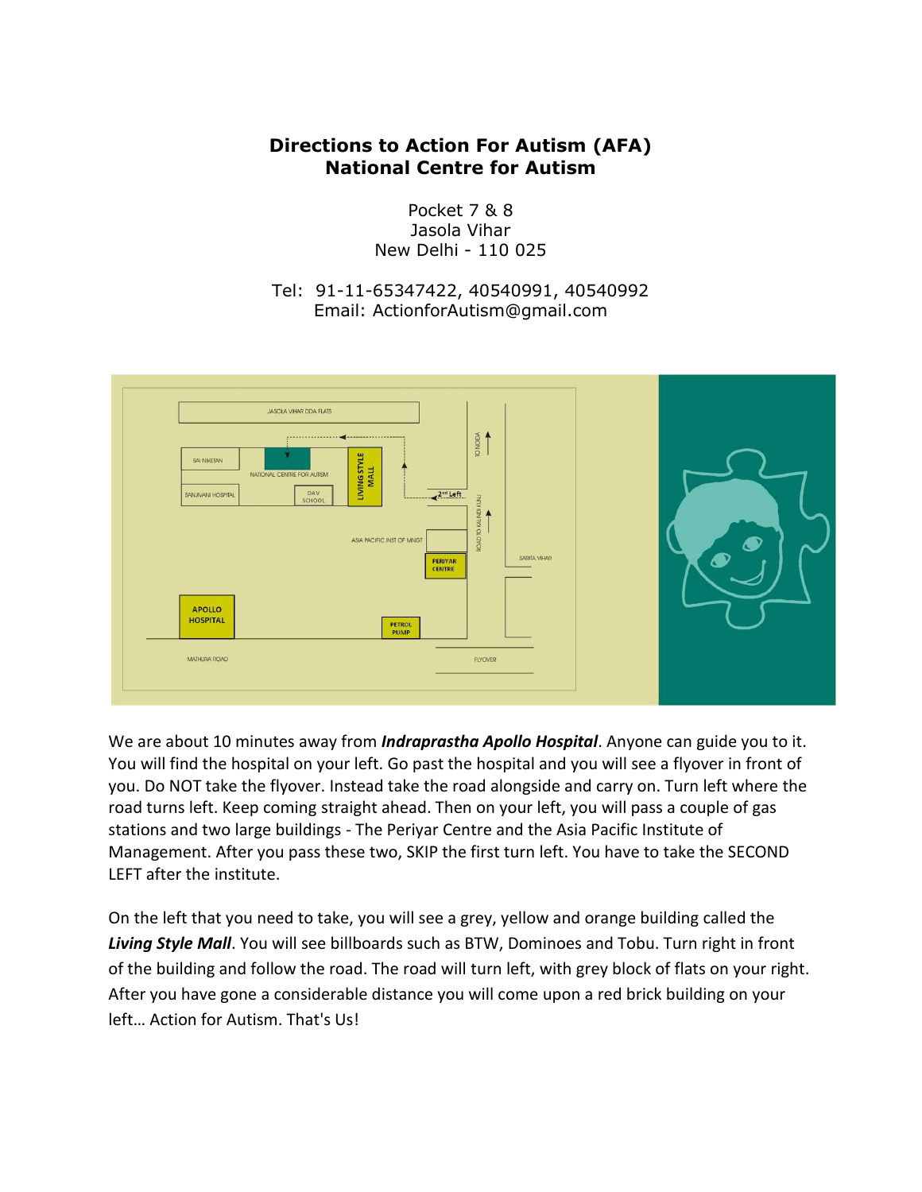# Directions to Action For Autism (AFA)
## National Centre for Autism

Pocket 7 & 8
Jasola Vihar
New Delhi - 110 025

Tel: 91-11-65347422, 40540991, 40540992
Email: ActionforAutism@gmail.com

We are about 10 minutes away from ***Indraprastha Apollo Hospital***. Anyone can guide you to it. You will find the hospital on your left. Go past the hospital and you will see a flyover in front of you. Do NOT take the flyover. Instead take the road alongside and carry on. Turn left where the road turns left. Keep coming straight ahead. Then on your left, you will pass a couple of gas stations and two large buildings - The Periyar Centre and the Asia Pacific Institute of Management. After you pass these two, SKIP the first turn left. You have to take the SECOND LEFT after the institute.

On the left that you need to take, you will see a grey, yellow and orange building called the ***Living Style Mall***. You will see billboards such as BTW, Dominoes and Tobu. Turn right in front of the building and follow the road. The road will turn left, with grey block of flats on your right. After you have gone a considerable distance you will come upon a red brick building on your left… Action for Autism. That's Us!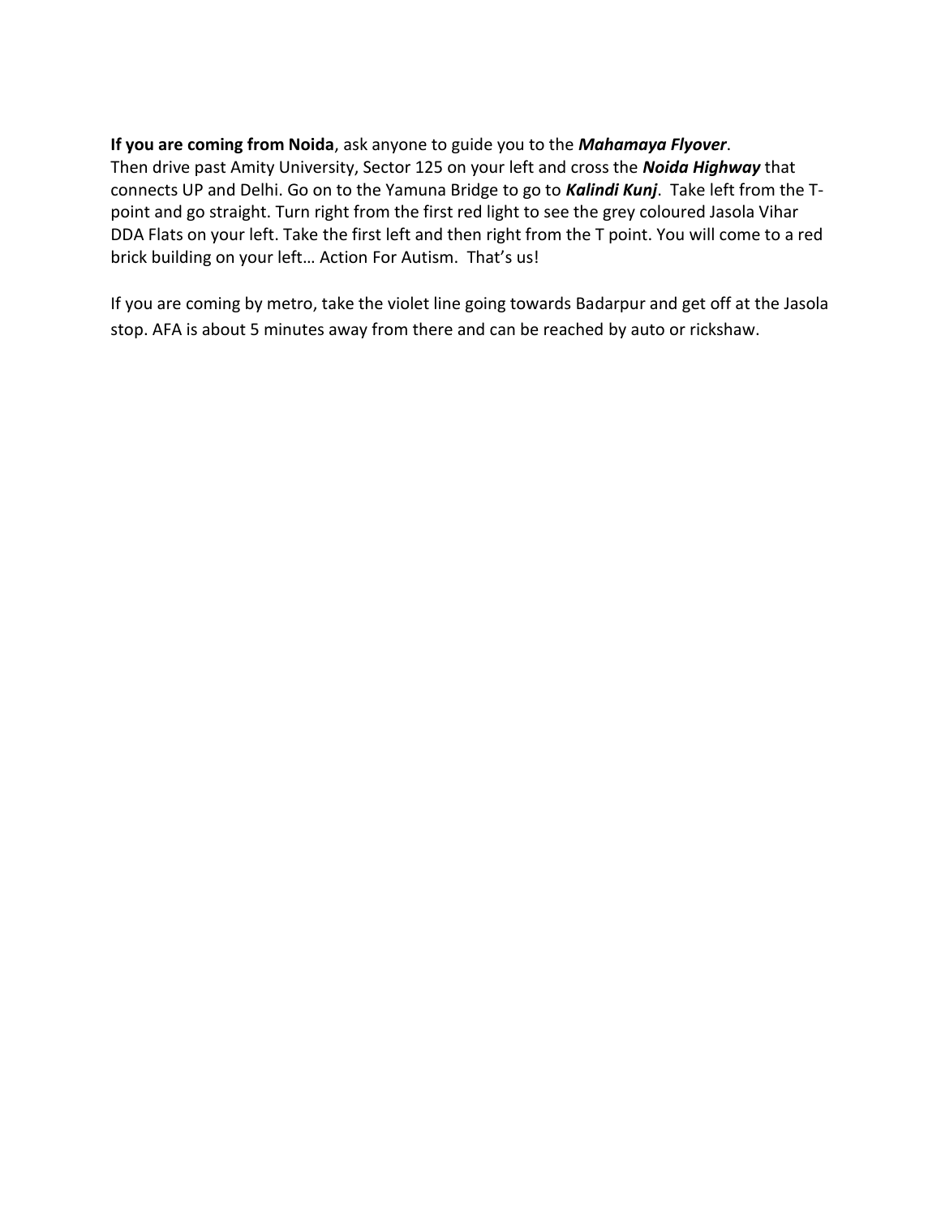**If you are coming from Noida**, ask anyone to guide you to the ***Mahamaya Flyover***.
Then drive past Amity University, Sector 125 on your left and cross the ***Noida Highway*** that connects UP and Delhi. Go on to the Yamuna Bridge to go to ***Kalindi Kunj***. Take left from the T-point and go straight. Turn right from the first red light to see the grey coloured Jasola Vihar DDA Flats on your left. Take the first left and then right from the T point. You will come to a red brick building on your left… Action For Autism. That's us!

If you are coming by metro, take the violet line going towards Badarpur and get off at the Jasola stop. AFA is about 5 minutes away from there and can be reached by auto or rickshaw.